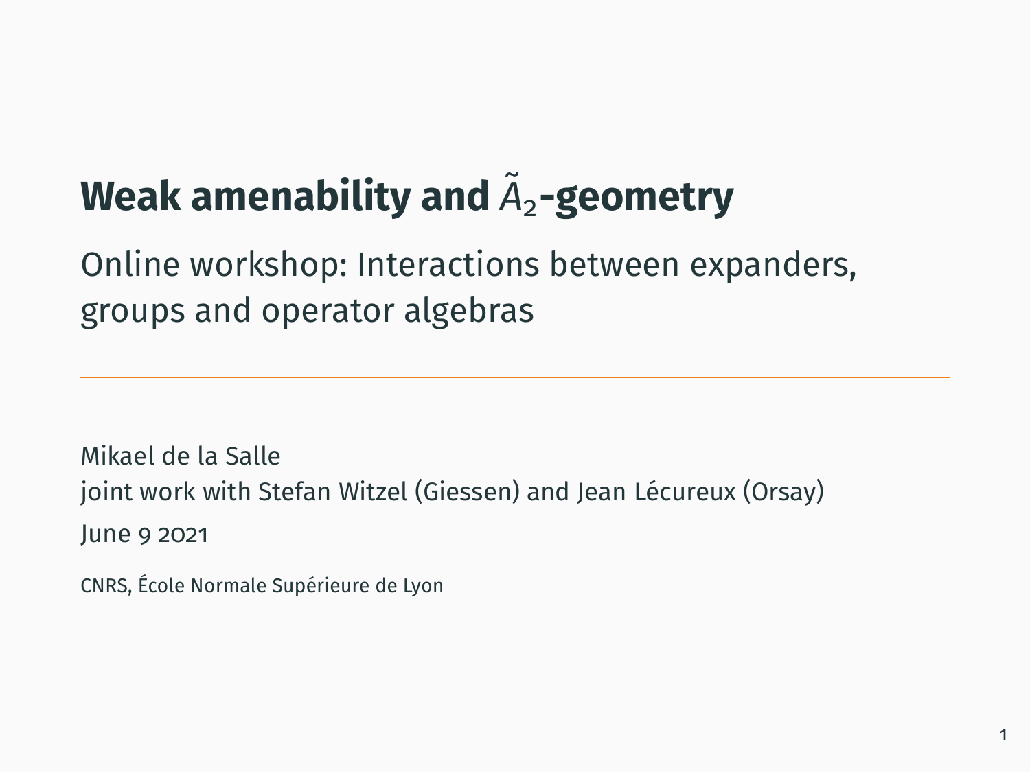# Weak amenability and $\tilde{A}_2$-geometry

Online workshop: Interactions between expanders, groups and operator algebras

---

Mikael de la Salle
joint work with Stefan Witzel (Giessen) and Jean Lécureux (Orsay)

June 9 2021

CNRS, École Normale Supérieure de Lyon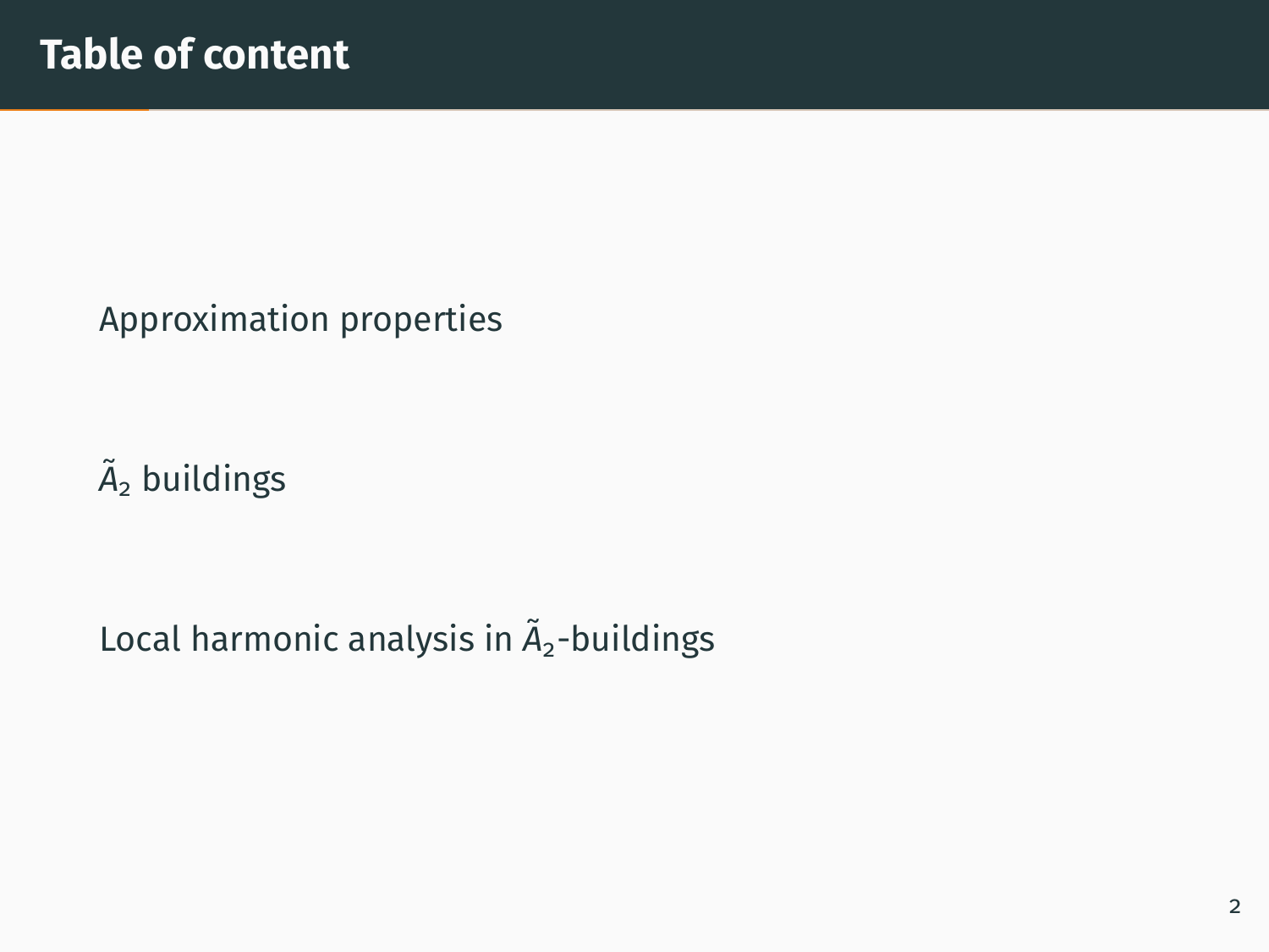# Table of content

Approximation properties

$\tilde{A}_2$ buildings

Local harmonic analysis in $\tilde{A}_2$-buildings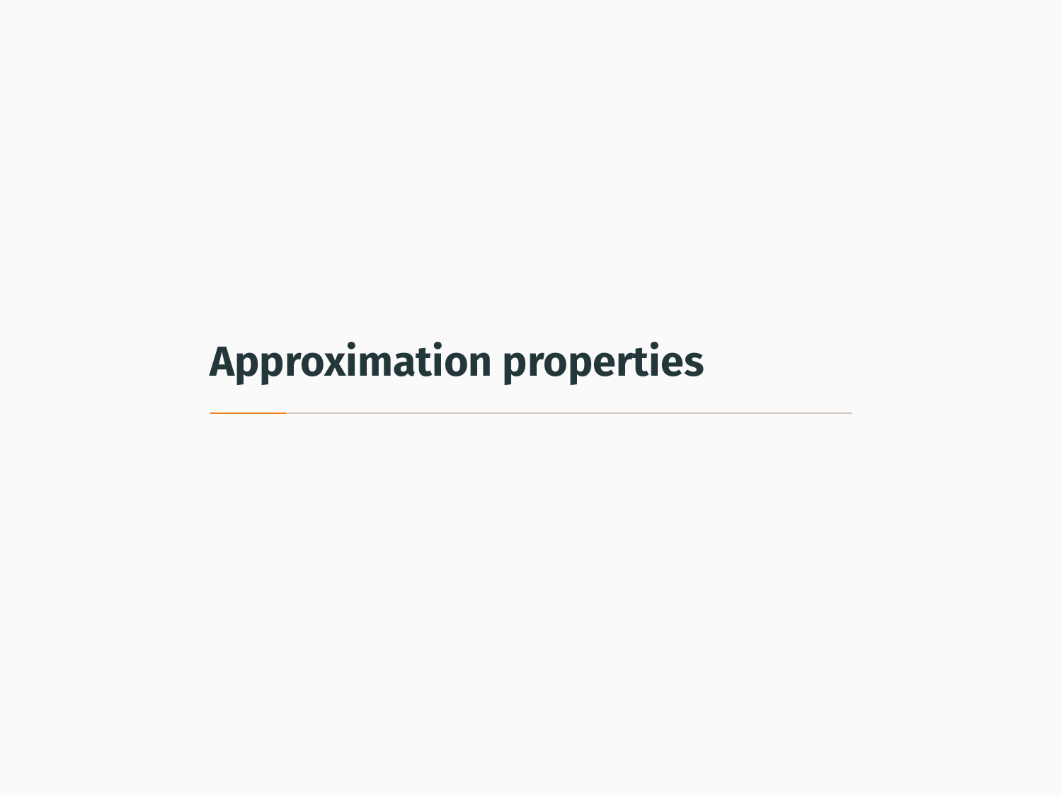# Approximation properties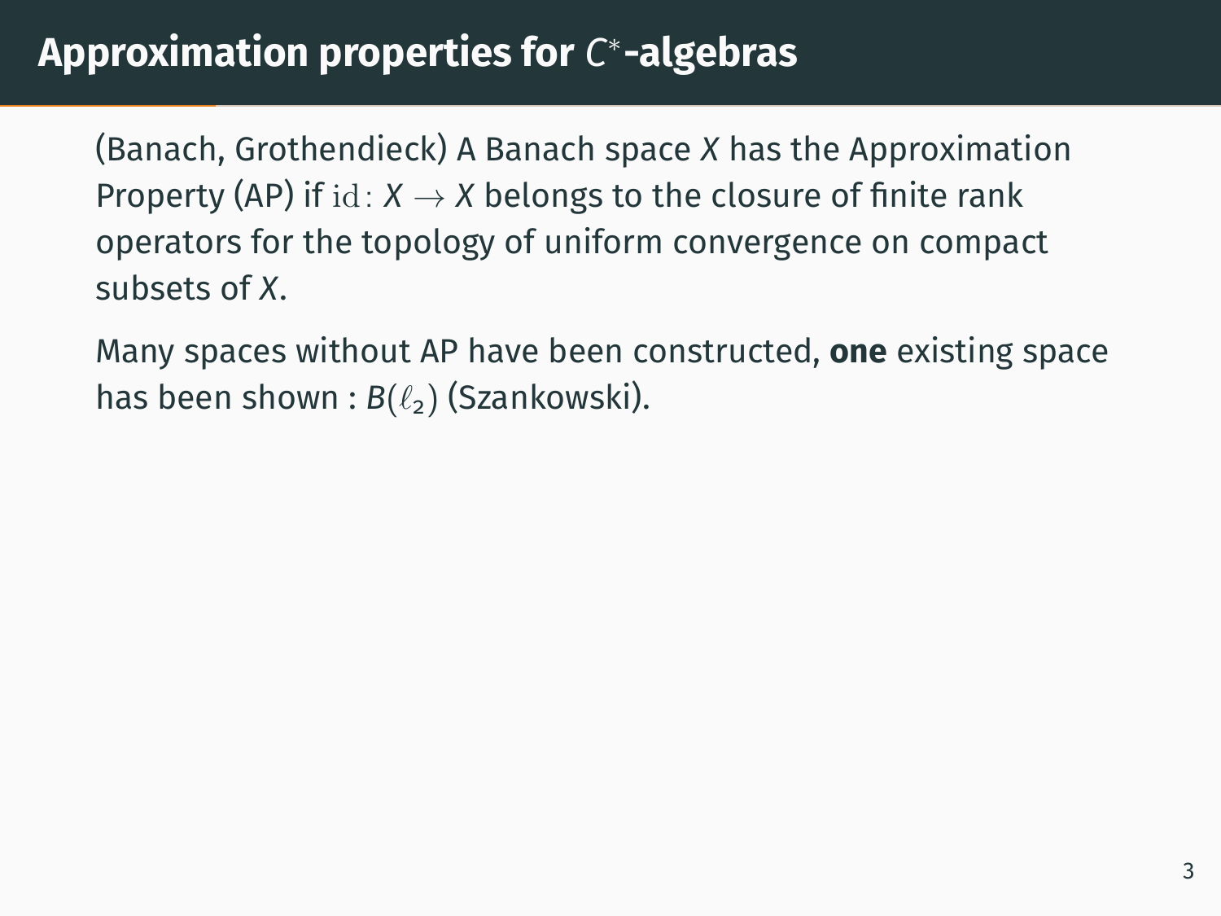# Approximation properties for $C^*$-algebras

(Banach, Grothendieck) A Banach space $X$ has the Approximation Property (AP) if $\mathrm{id}\colon X \to X$ belongs to the closure of finite rank operators for the topology of uniform convergence on compact subsets of $X$.

Many spaces without AP have been constructed, **one** existing space has been shown : $B(\ell_2)$ (Szankowski).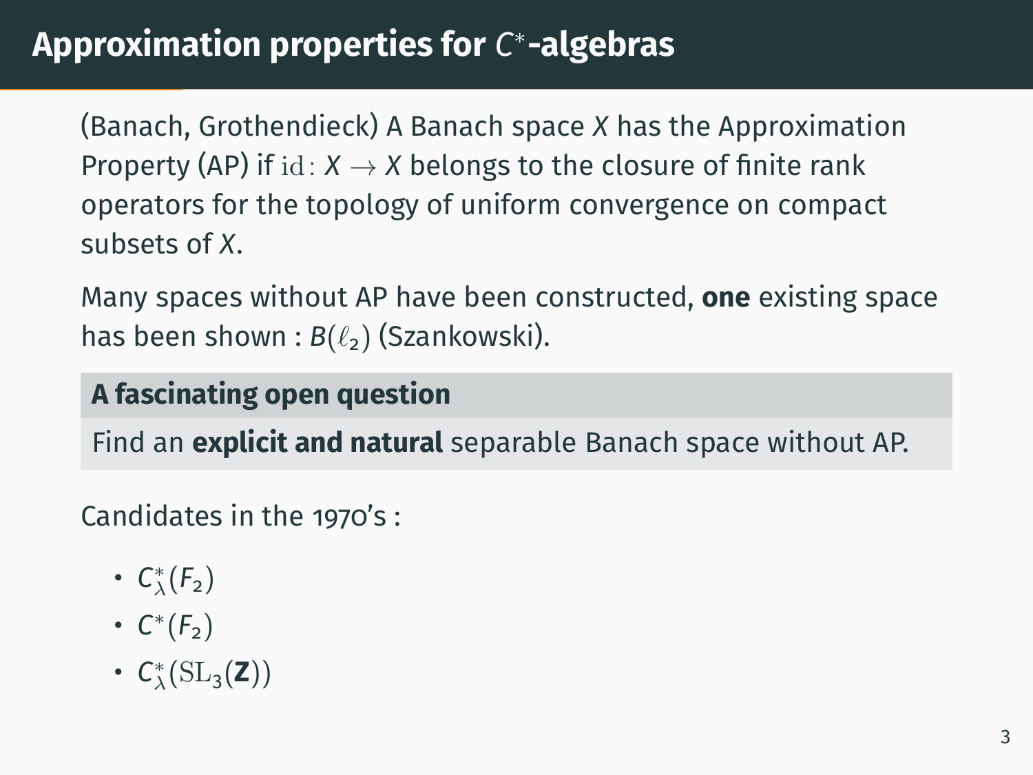# Approximation properties for $C^*$-algebras

(Banach, Grothendieck) A Banach space $X$ has the Approximation Property (AP) if $\mathrm{id}\colon X \to X$ belongs to the closure of finite rank operators for the topology of uniform convergence on compact subsets of $X$.

Many spaces without AP have been constructed, **one** existing space has been shown : $B(\ell_2)$ (Szankowski).

**A fascinating open question**

Find an **explicit and natural** separable Banach space without AP.

Candidates in the 1970's :

- $C^*_\lambda(F_2)$
- $C^*(F_2)$
- $C^*_\lambda(\mathrm{SL}_3(\mathbf{Z}))$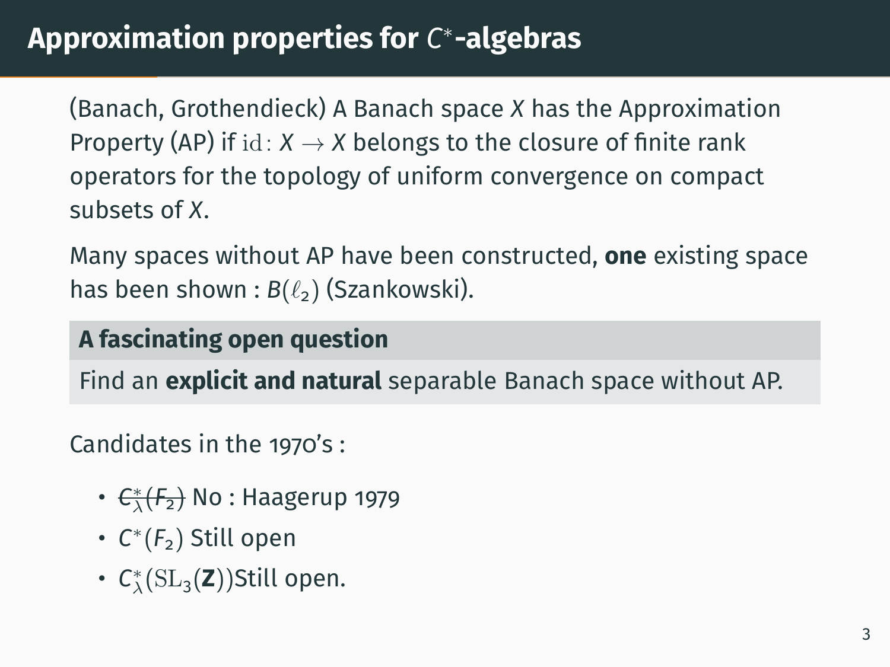# Approximation properties for $C^*$-algebras

(Banach, Grothendieck) A Banach space $X$ has the Approximation Property (AP) if $\mathrm{id}\colon X \to X$ belongs to the closure of finite rank operators for the topology of uniform convergence on compact subsets of $X$.

Many spaces without AP have been constructed, **one** existing space has been shown : $B(\ell_2)$ (Szankowski).

**A fascinating open question**

Find an **explicit and natural** separable Banach space without AP.

Candidates in the 1970's :

- ~~$C^*_\lambda(F_2)$~~ No : Haagerup 1979
- $C^*(F_2)$ Still open
- $C^*_\lambda(\mathrm{SL}_3(\mathbf{Z}))$Still open.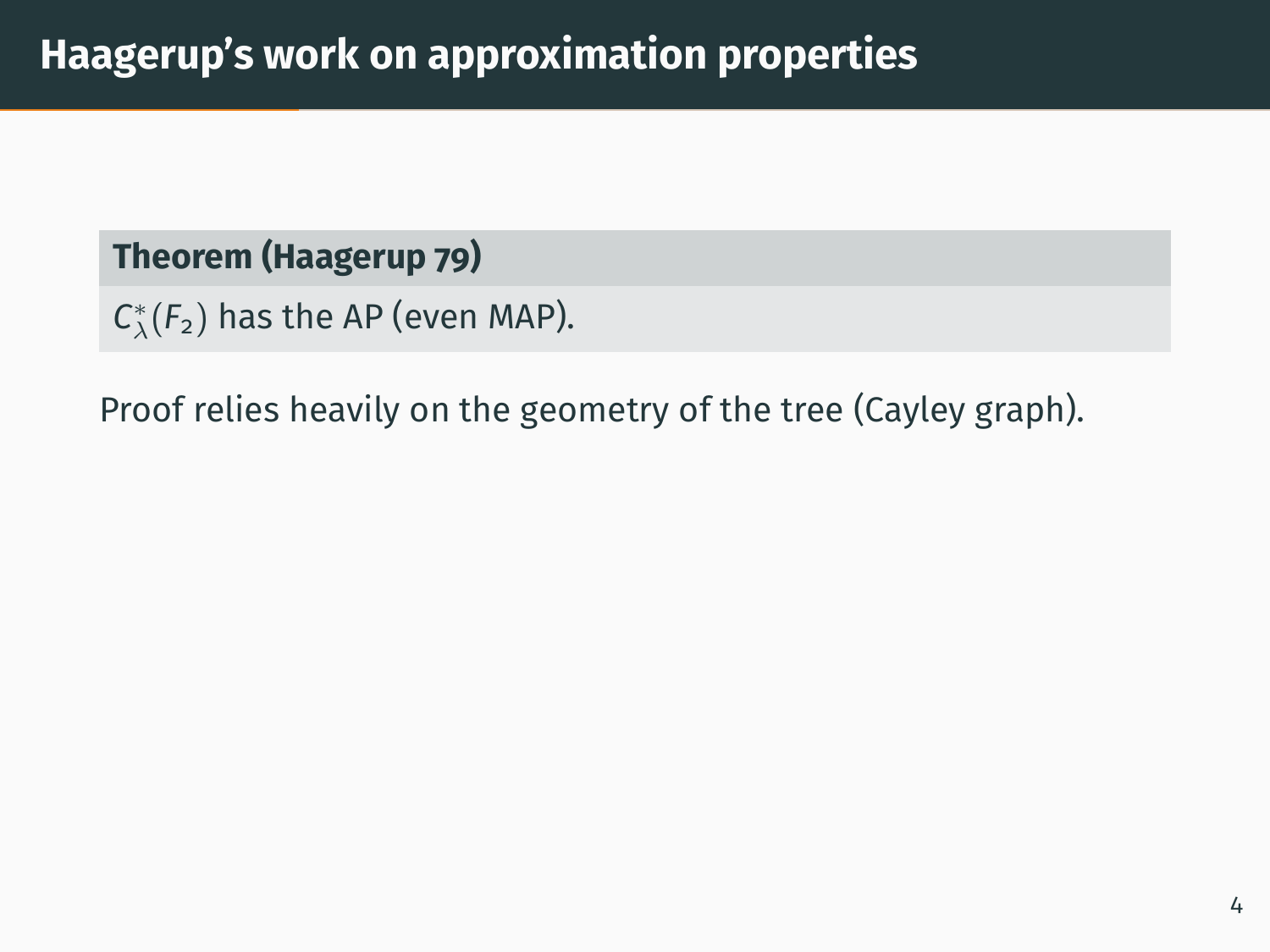# Haagerup's work on approximation properties

**Theorem (Haagerup 79)**

$C^*_\lambda(F_2)$ has the AP (even MAP).

Proof relies heavily on the geometry of the tree (Cayley graph).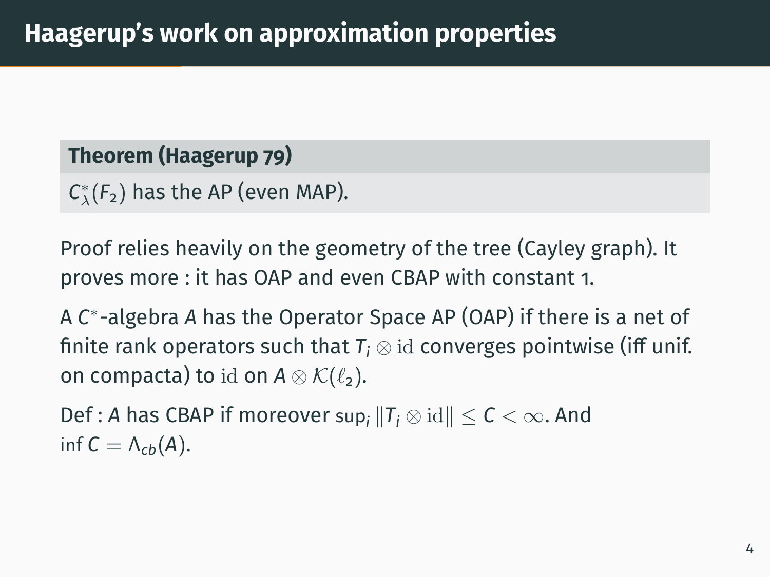# Haagerup's work on approximation properties

**Theorem (Haagerup 79)**

$C^*_\lambda(F_2)$ has the AP (even MAP).

Proof relies heavily on the geometry of the tree (Cayley graph). It proves more : it has OAP and even CBAP with constant 1.

A $C^*$-algebra $A$ has the Operator Space AP (OAP) if there is a net of finite rank operators such that $T_i \otimes \mathrm{id}$ converges pointwise (iff unif. on compacta) to $\mathrm{id}$ on $A \otimes \mathcal{K}(\ell_2)$.

Def : $A$ has CBAP if moreover $\sup_i \|T_i \otimes \mathrm{id}\| \leq C < \infty$. And $\inf C = \Lambda_{cb}(A)$.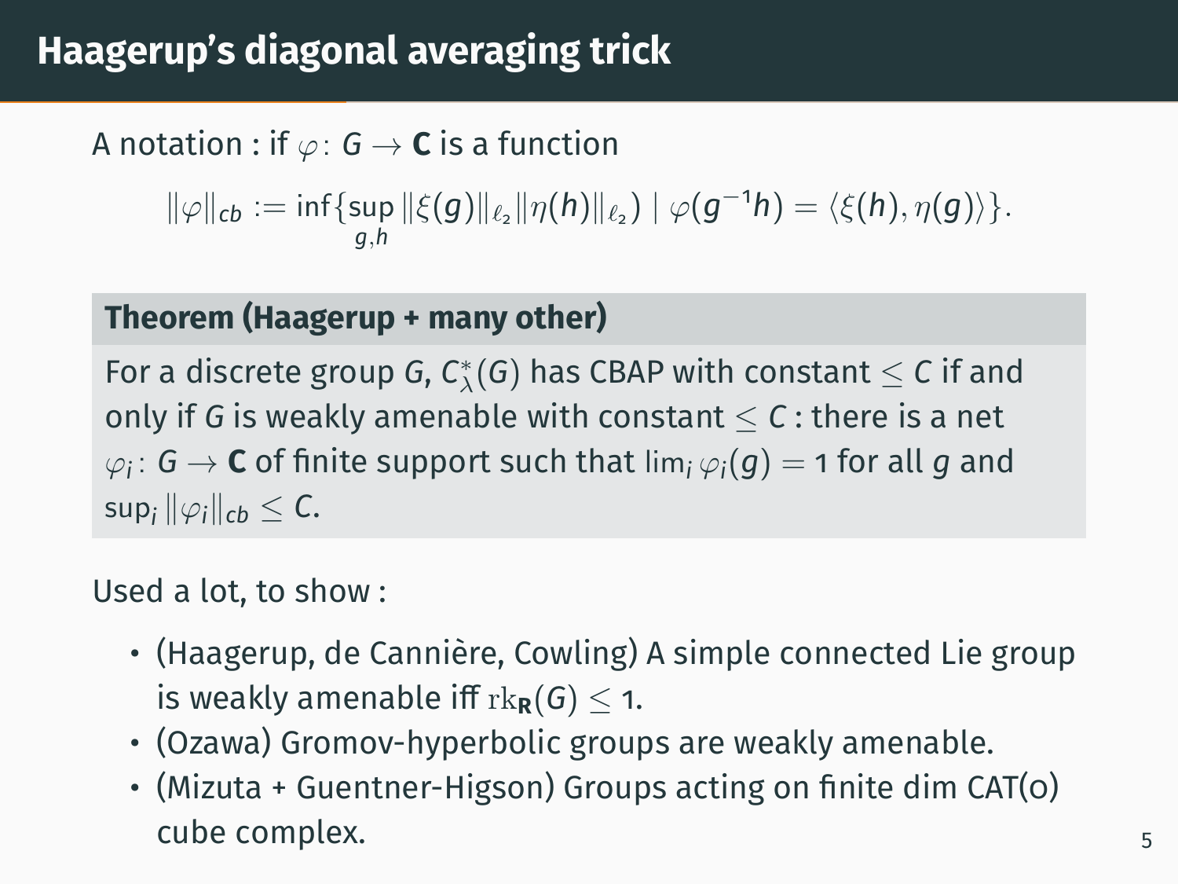# Haagerup's diagonal averaging trick

A notation : if $\varphi\colon G \to \mathbf{C}$ is a function

$$\|\varphi\|_{cb} := \inf\{\sup_{g,h} \|\xi(g)\|_{\ell_2}\|\eta(h)\|_{\ell_2}) \mid \varphi(g^{-1}h) = \langle \xi(h), \eta(g)\rangle\}.$$

**Theorem (Haagerup + many other)**

For a discrete group $G$, $C^*_\lambda(G)$ has CBAP with constant $\leq C$ if and only if $G$ is weakly amenable with constant $\leq C$ : there is a net $\varphi_i\colon G \to \mathbf{C}$ of finite support such that $\lim_i \varphi_i(g) = 1$ for all $g$ and $\sup_i \|\varphi_i\|_{cb} \leq C$.

Used a lot, to show :

- (Haagerup, de Cannière, Cowling) A simple connected Lie group is weakly amenable iff $\mathrm{rk}_{\mathbf{R}}(G) \leq 1$.
- (Ozawa) Gromov-hyperbolic groups are weakly amenable.
- (Mizuta + Guentner-Higson) Groups acting on finite dim CAT(0) cube complex.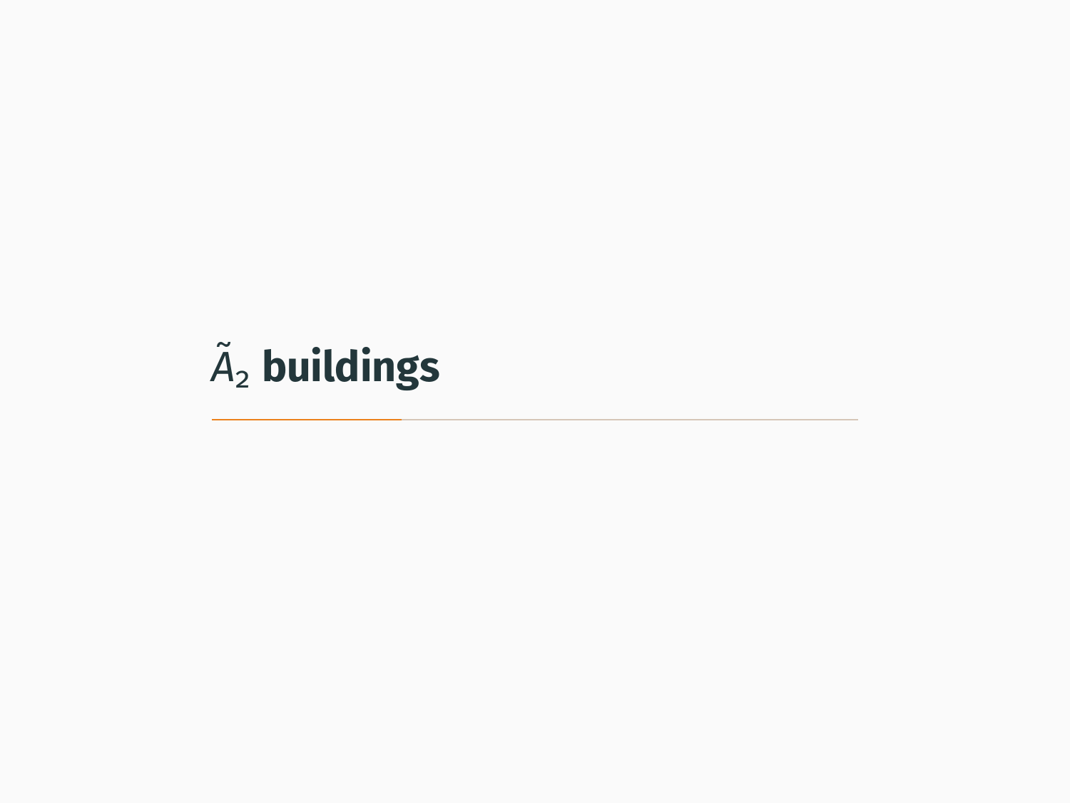# $\tilde{A}_2$ buildings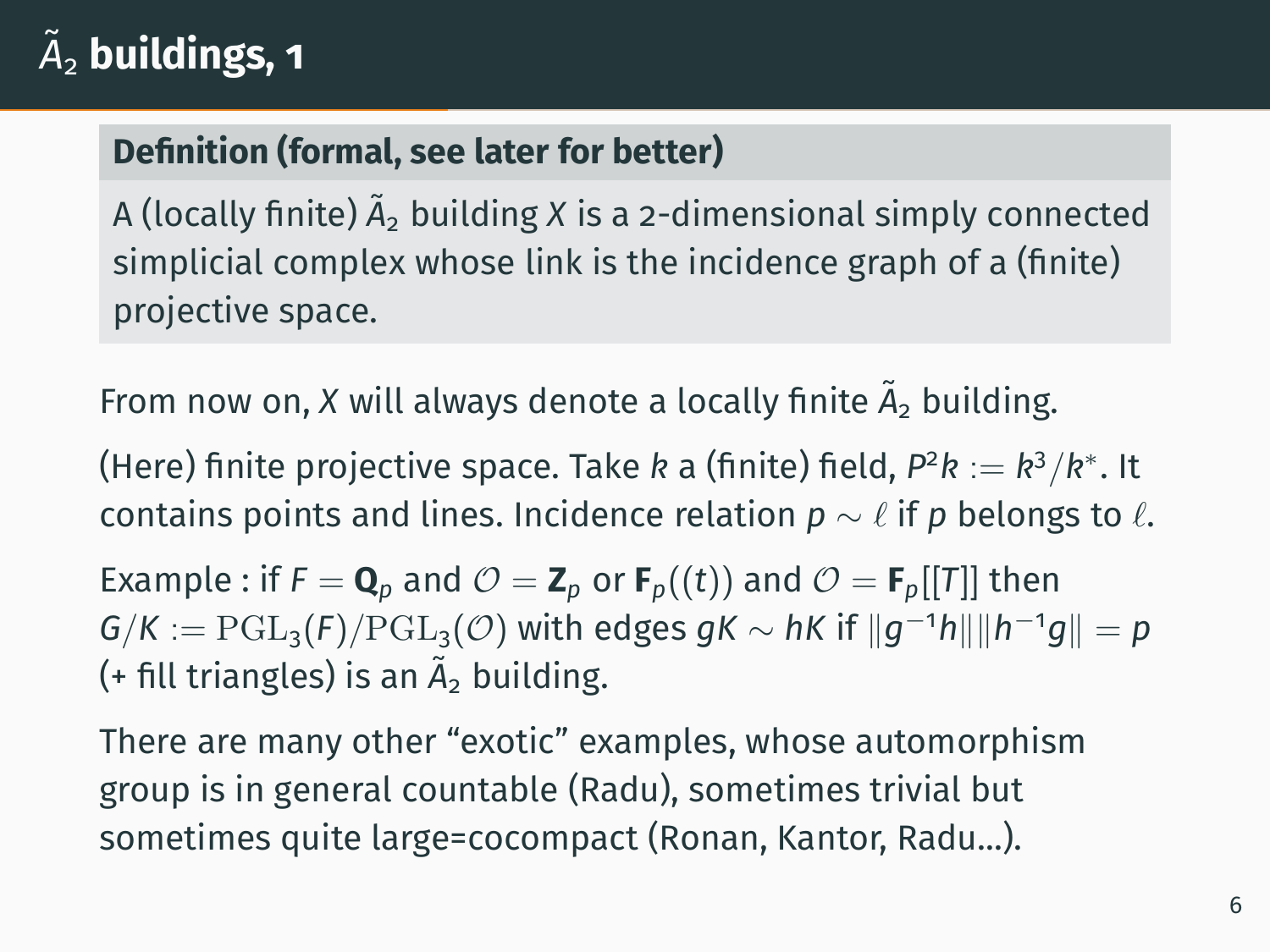# $\tilde{A}_2$ buildings, 1

**Definition (formal, see later for better)**

A (locally finite) $\tilde{A}_2$ building $X$ is a 2-dimensional simply connected simplicial complex whose link is the incidence graph of a (finite) projective space.

From now on, $X$ will always denote a locally finite $\tilde{A}_2$ building.

(Here) finite projective space. Take $k$ a (finite) field, $P^2k := k^3/k^*$. It contains points and lines. Incidence relation $p \sim \ell$ if $p$ belongs to $\ell$.

Example : if $F = \mathbf{Q}_p$ and $\mathcal{O} = \mathbf{Z}_p$ or $\mathbf{F}_p((t))$ and $\mathcal{O} = \mathbf{F}_p[[T]]$ then $G/K := \mathrm{PGL}_3(F)/\mathrm{PGL}_3(\mathcal{O})$ with edges $gK \sim hK$ if $\|g^{-1}h\|\|h^{-1}g\| = p$ (+ fill triangles) is an $\tilde{A}_2$ building.

There are many other “exotic” examples, whose automorphism group is in general countable (Radu), sometimes trivial but sometimes quite large=cocompact (Ronan, Kantor, Radu...).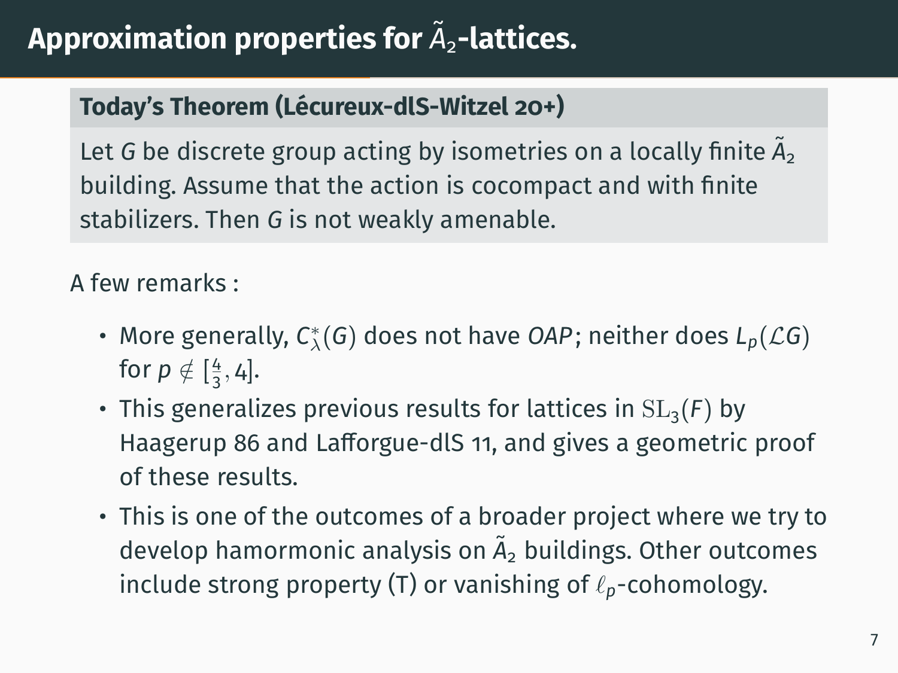# Approximation properties for $\tilde{A}_2$-lattices.

**Today's Theorem (Lécureux-dlS-Witzel 20+)**

Let $G$ be discrete group acting by isometries on a locally finite $\tilde{A}_2$ building. Assume that the action is cocompact and with finite stabilizers. Then $G$ is not weakly amenable.

A few remarks :

- More generally, $C^*_\lambda(G)$ does not have *OAP*; neither does $L_p(\mathcal{L}G)$ for $p \notin [\frac{4}{3}, 4]$.
- This generalizes previous results for lattices in $\mathrm{SL}_3(F)$ by Haagerup 86 and Lafforgue-dlS 11, and gives a geometric proof of these results.
- This is one of the outcomes of a broader project where we try to develop hamormonic analysis on $\tilde{A}_2$ buildings. Other outcomes include strong property (T) or vanishing of $\ell_p$-cohomology.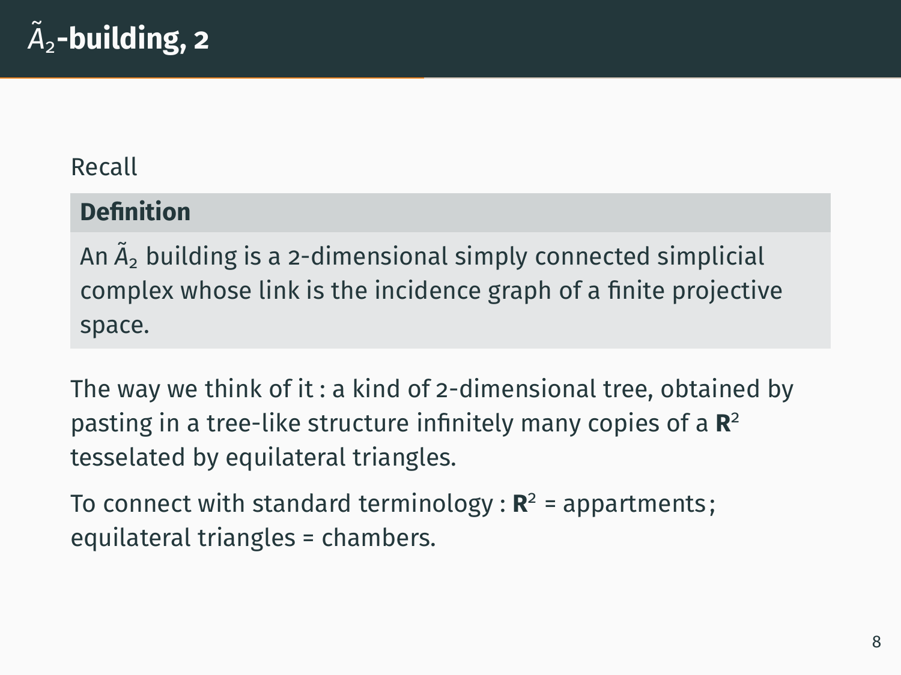# $\tilde{A}_2$-building, 2

Recall

**Definition**

An $\tilde{A}_2$ building is a 2-dimensional simply connected simplicial complex whose link is the incidence graph of a finite projective space.

The way we think of it : a kind of 2-dimensional tree, obtained by pasting in a tree-like structure infinitely many copies of a $\mathbf{R}^2$ tesselated by equilateral triangles.

To connect with standard terminology : $\mathbf{R}^2$ = appartments ; equilateral triangles = chambers.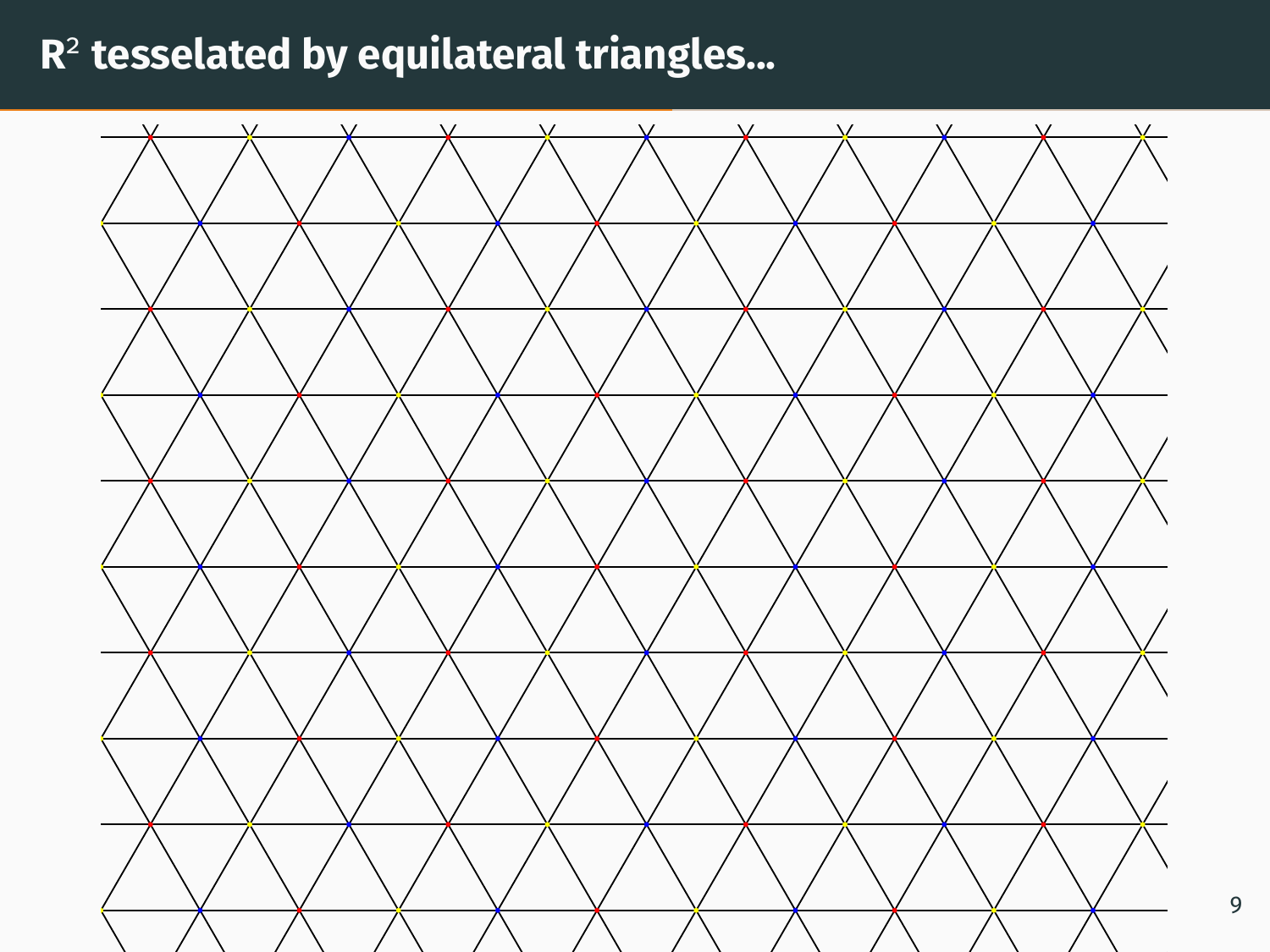# $\mathbb{R}^2$ tesselated by equilateral triangles...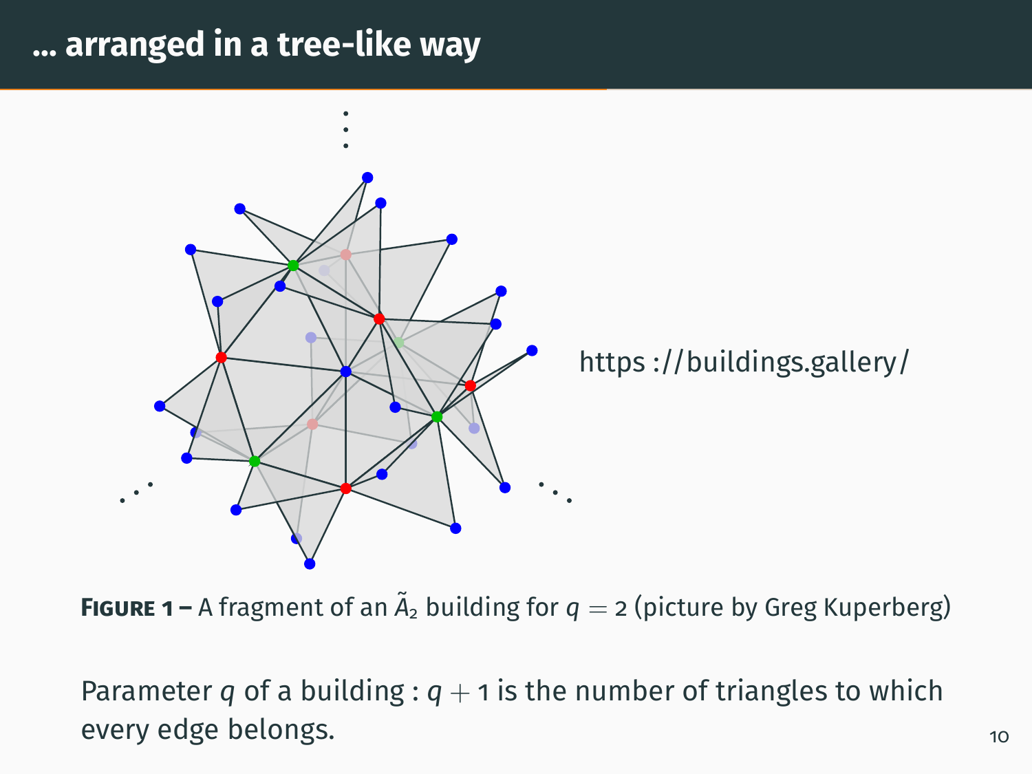# ... arranged in a tree-like way

https ://buildings.gallery/

**FIGURE 1 –** A fragment of an $\tilde{A}_2$ building for $q = 2$ (picture by Greg Kuperberg)

Parameter $q$ of a building : $q + 1$ is the number of triangles to which every edge belongs.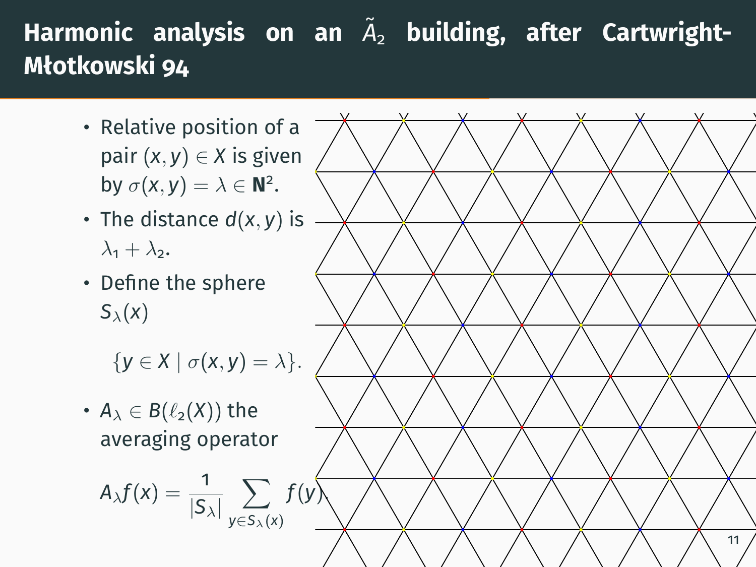# Harmonic analysis on an $\tilde{A}_2$ building, after Cartwright-Młotkowski 94

- Relative position of a pair $(x, y) \in X$ is given by $\sigma(x, y) = \lambda \in \mathbf{N}^2$.
- The distance $d(x, y)$ is $\lambda_1 + \lambda_2$.
- Define the sphere $S_\lambda(x)$

$$\{y \in X \mid \sigma(x, y) = \lambda\}.$$

- $A_\lambda \in B(\ell_2(X))$ the averaging operator

$$A_\lambda f(x) = \frac{1}{|S_\lambda|} \sum_{y \in S_\lambda(x)} f(y).$$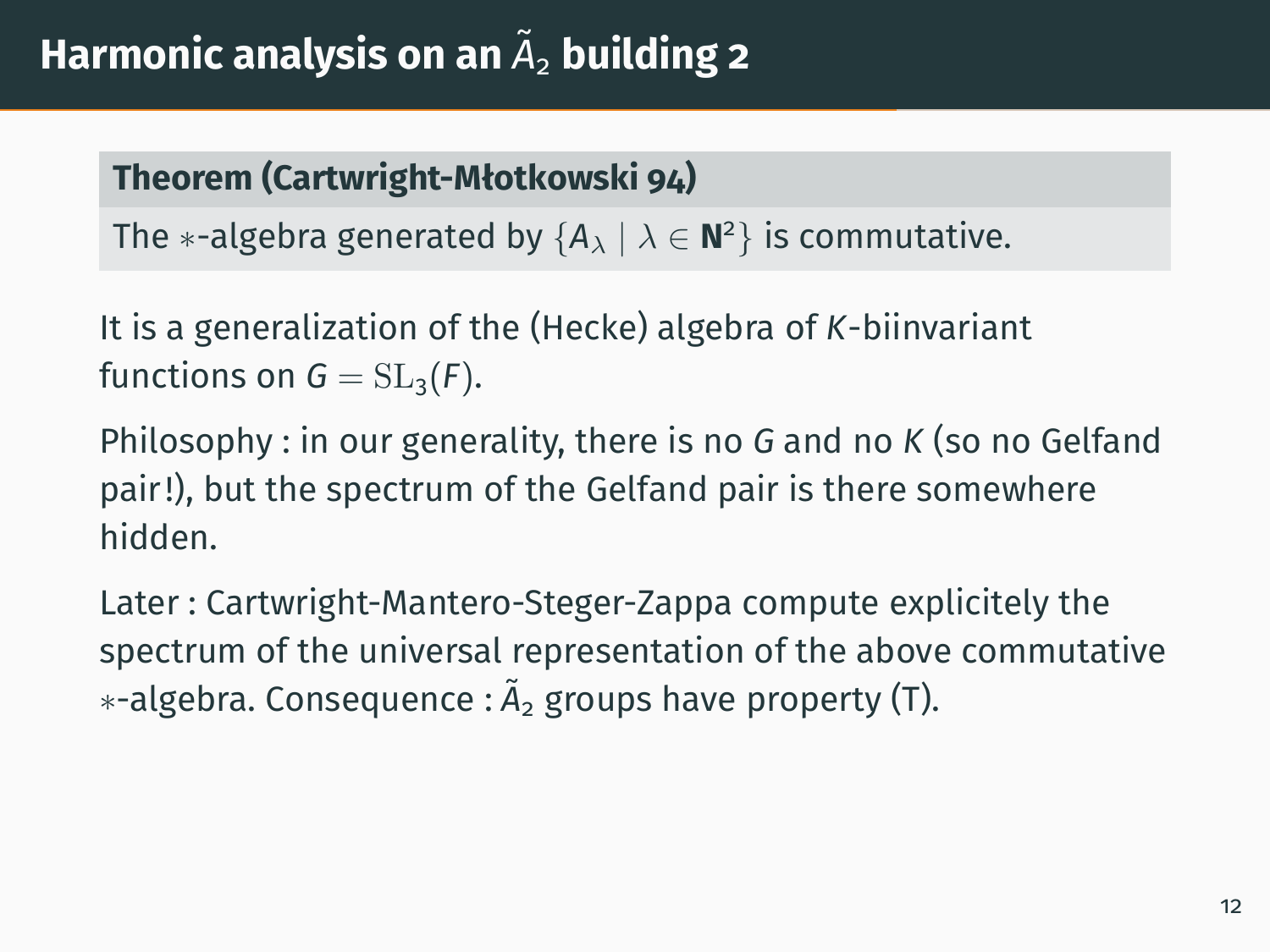# Harmonic analysis on an $\tilde{A}_2$ building 2

**Theorem (Cartwright-Młotkowski 94)**

The $*$-algebra generated by $\{A_\lambda \mid \lambda \in \mathbf{N}^2\}$ is commutative.

It is a generalization of the (Hecke) algebra of $K$-biinvariant functions on $G = \mathrm{SL}_3(F)$.

Philosophy : in our generality, there is no $G$ and no $K$ (so no Gelfand pair!), but the spectrum of the Gelfand pair is there somewhere hidden.

Later : Cartwright-Mantero-Steger-Zappa compute explicitely the spectrum of the universal representation of the above commutative $*$-algebra. Consequence : $\tilde{A}_2$ groups have property (T).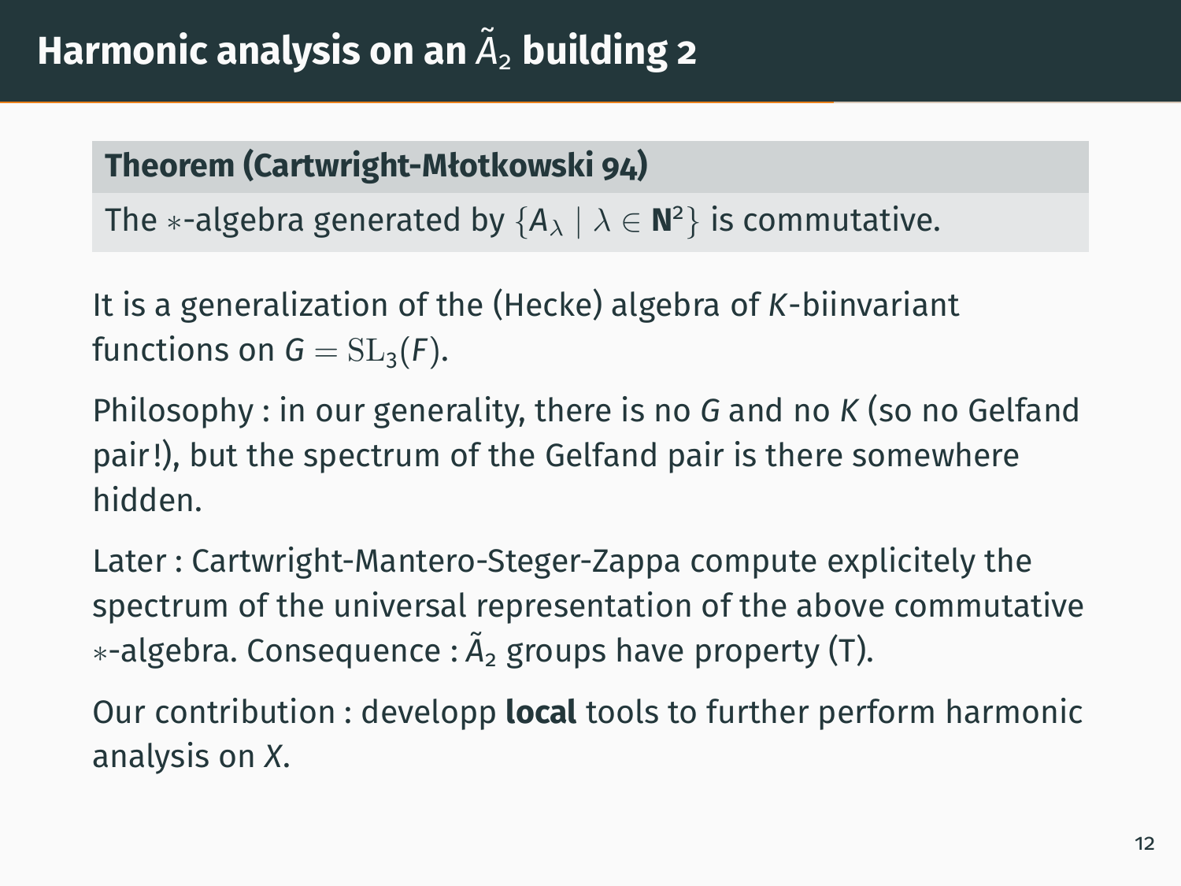# Harmonic analysis on an $\tilde{A}_2$ building 2

**Theorem (Cartwright-Młotkowski 94)**

The $*$-algebra generated by $\{A_\lambda \mid \lambda \in \mathbf{N}^2\}$ is commutative.

It is a generalization of the (Hecke) algebra of $K$-biinvariant functions on $G = \mathrm{SL}_3(F)$.

Philosophy : in our generality, there is no $G$ and no $K$ (so no Gelfand pair!), but the spectrum of the Gelfand pair is there somewhere hidden.

Later : Cartwright-Mantero-Steger-Zappa compute explicitely the spectrum of the universal representation of the above commutative $*$-algebra. Consequence : $\tilde{A}_2$ groups have property (T).

Our contribution : developp **local** tools to further perform harmonic analysis on $X$.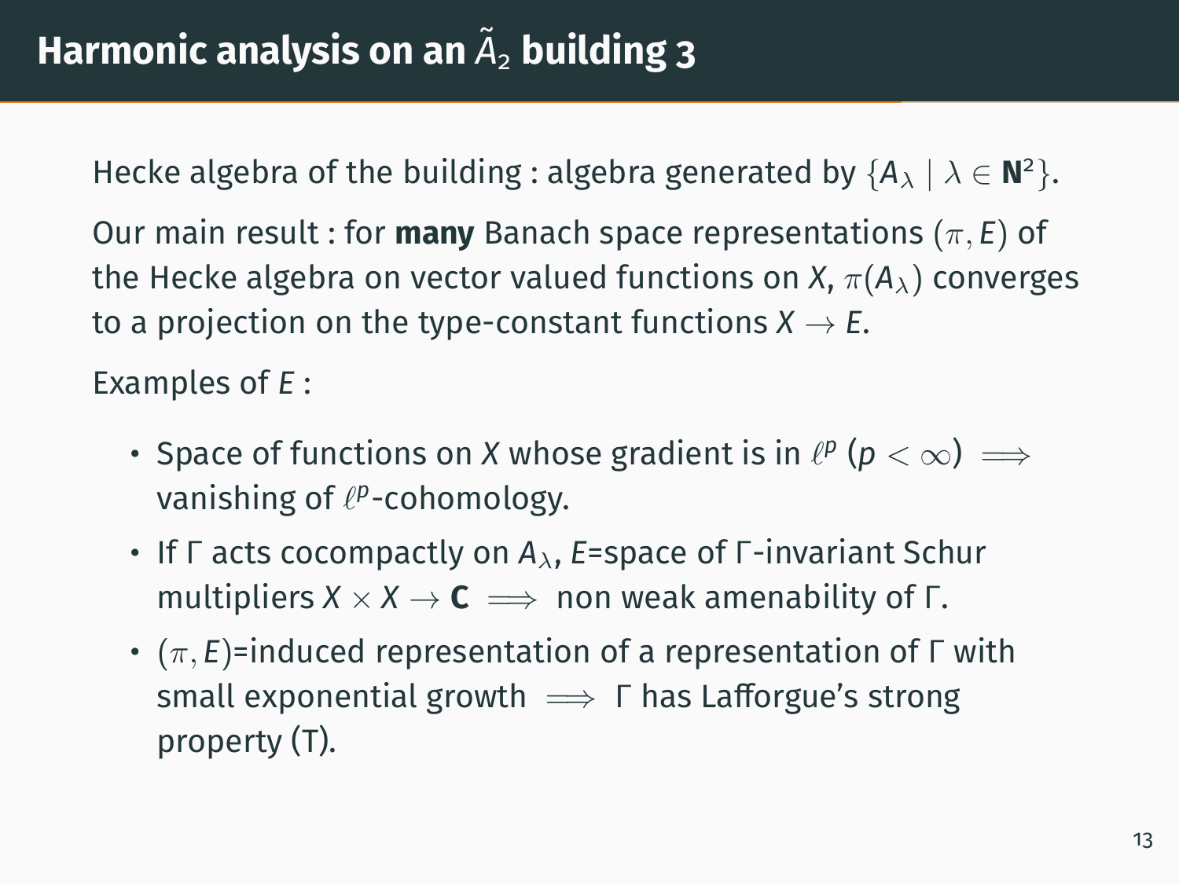# Harmonic analysis on an $\tilde{A}_2$ building 3

Hecke algebra of the building : algebra generated by $\{A_\lambda \mid \lambda \in \mathbf{N}^2\}$.

Our main result : for **many** Banach space representations $(\pi, E)$ of the Hecke algebra on vector valued functions on $X$, $\pi(A_\lambda)$ converges to a projection on the type-constant functions $X \to E$.

Examples of $E$ :

- Space of functions on $X$ whose gradient is in $\ell^p$ ($p < \infty$) $\implies$ vanishing of $\ell^p$-cohomology.
- If $\Gamma$ acts cocompactly on $A_\lambda$, $E$=space of $\Gamma$-invariant Schur multipliers $X \times X \to \mathbf{C} \implies$ non weak amenability of $\Gamma$.
- $(\pi, E)$=induced representation of a representation of $\Gamma$ with small exponential growth $\implies$ $\Gamma$ has Lafforgue's strong property (T).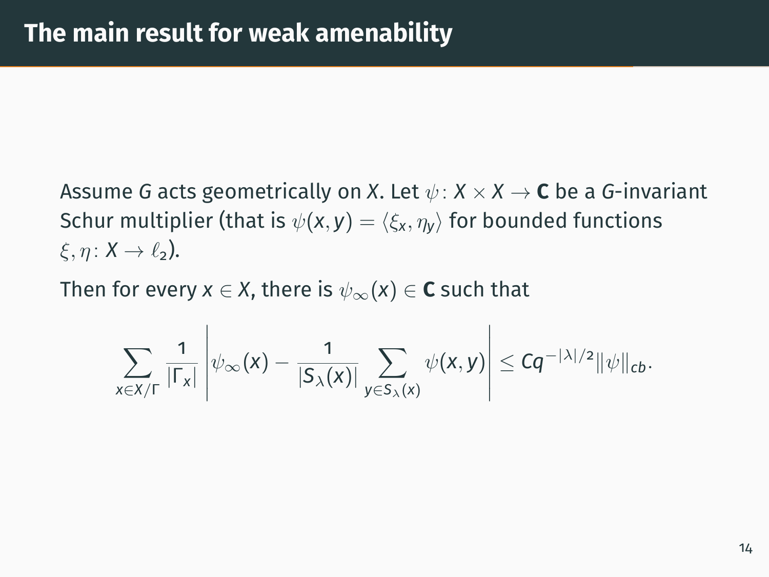# The main result for weak amenability

Assume $G$ acts geometrically on $X$. Let $\psi\colon X \times X \to \mathbf{C}$ be a $G$-invariant Schur multiplier (that is $\psi(x, y) = \langle \xi_x, \eta_y \rangle$ for bounded functions $\xi, \eta\colon X \to \ell_2$).

Then for every $x \in X$, there is $\psi_\infty(x) \in \mathbf{C}$ such that

$$\sum_{x \in X/\Gamma} \frac{1}{|\Gamma_x|} \left| \psi_\infty(x) - \frac{1}{|S_\lambda(x)|} \sum_{y \in S_\lambda(x)} \psi(x, y) \right| \leq C q^{-|\lambda|/2} \|\psi\|_{cb}.$$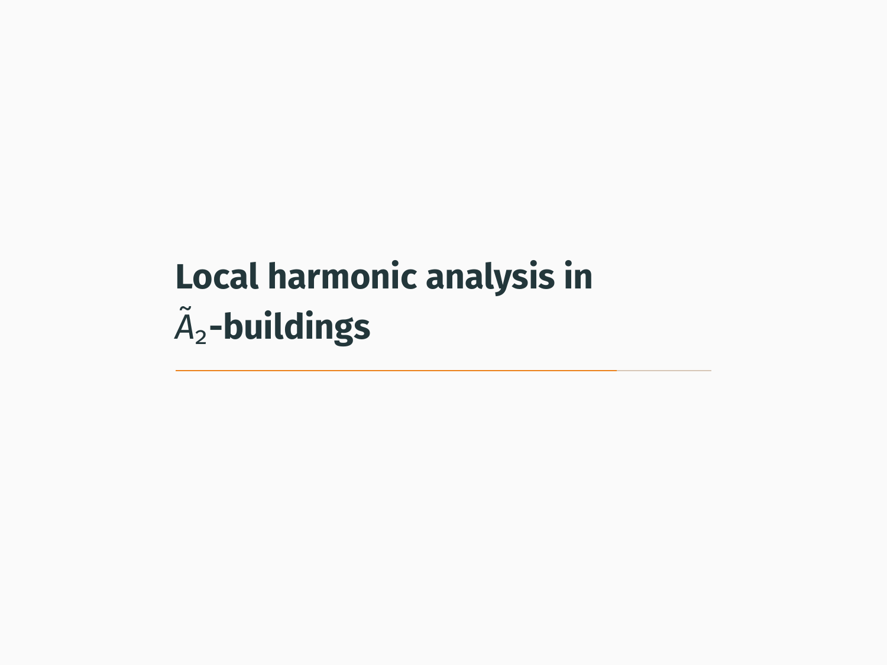# Local harmonic analysis in $\tilde{A}_2$-buildings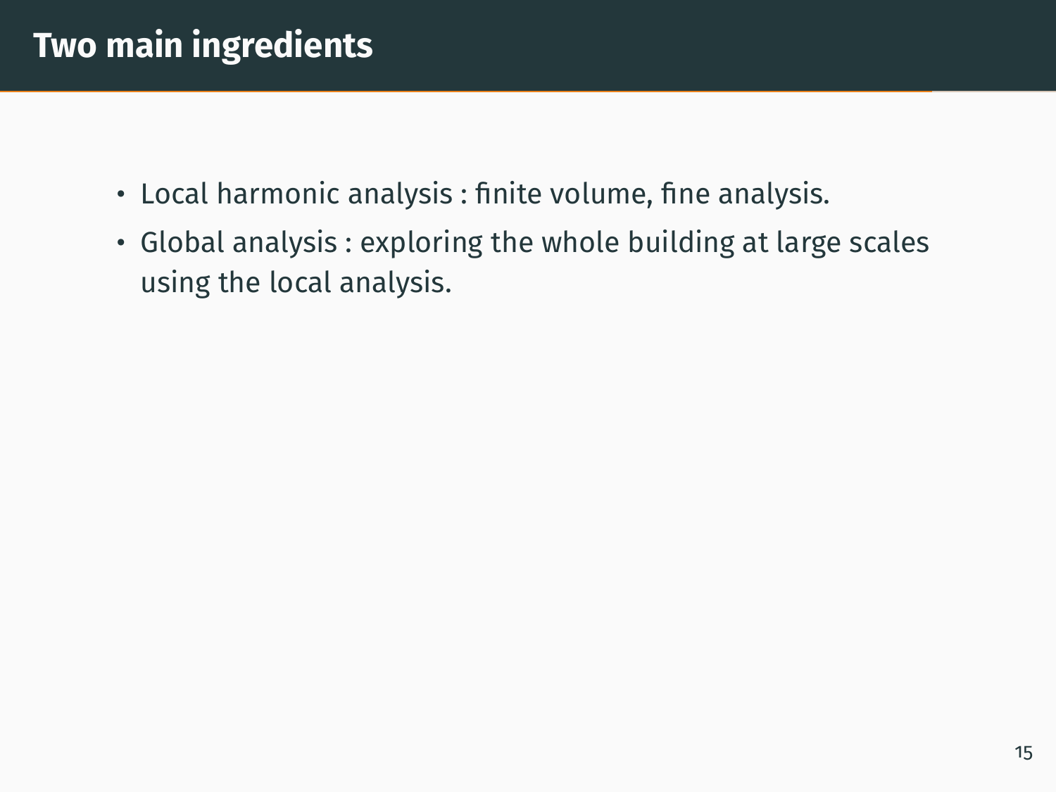# Two main ingredients

- Local harmonic analysis : finite volume, fine analysis.
- Global analysis : exploring the whole building at large scales using the local analysis.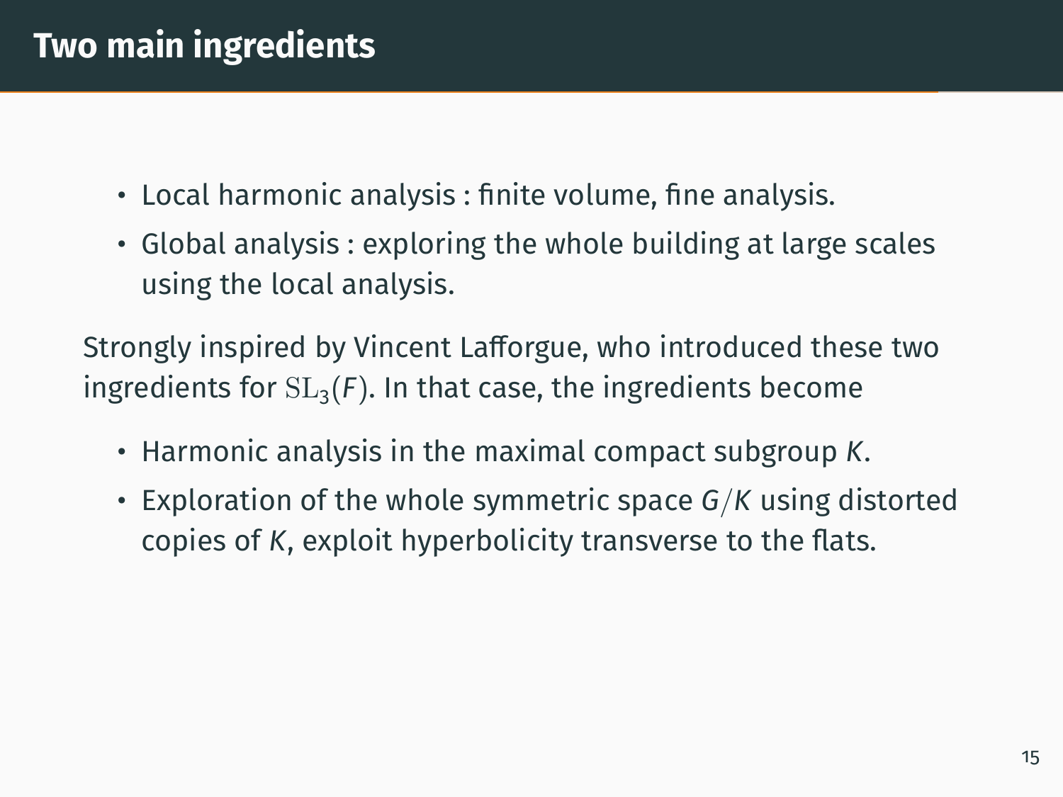# Two main ingredients

- Local harmonic analysis : finite volume, fine analysis.
- Global analysis : exploring the whole building at large scales using the local analysis.

Strongly inspired by Vincent Lafforgue, who introduced these two ingredients for $\mathrm{SL}_3(F)$. In that case, the ingredients become

- Harmonic analysis in the maximal compact subgroup $K$.
- Exploration of the whole symmetric space $G/K$ using distorted copies of $K$, exploit hyperbolicity transverse to the flats.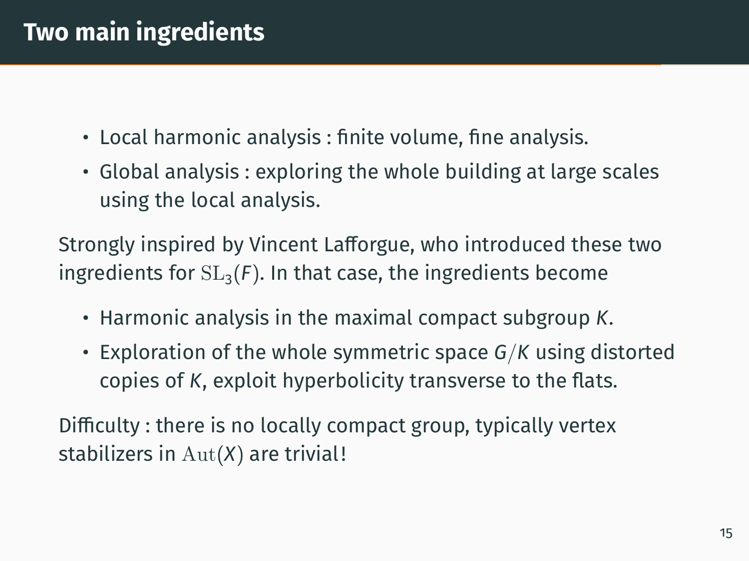# Two main ingredients

- Local harmonic analysis : finite volume, fine analysis.
- Global analysis : exploring the whole building at large scales using the local analysis.

Strongly inspired by Vincent Lafforgue, who introduced these two ingredients for $\mathrm{SL}_3(F)$. In that case, the ingredients become

- Harmonic analysis in the maximal compact subgroup $K$.
- Exploration of the whole symmetric space $G/K$ using distorted copies of $K$, exploit hyperbolicity transverse to the flats.

Difficulty : there is no locally compact group, typically vertex stabilizers in $\mathrm{Aut}(X)$ are trivial!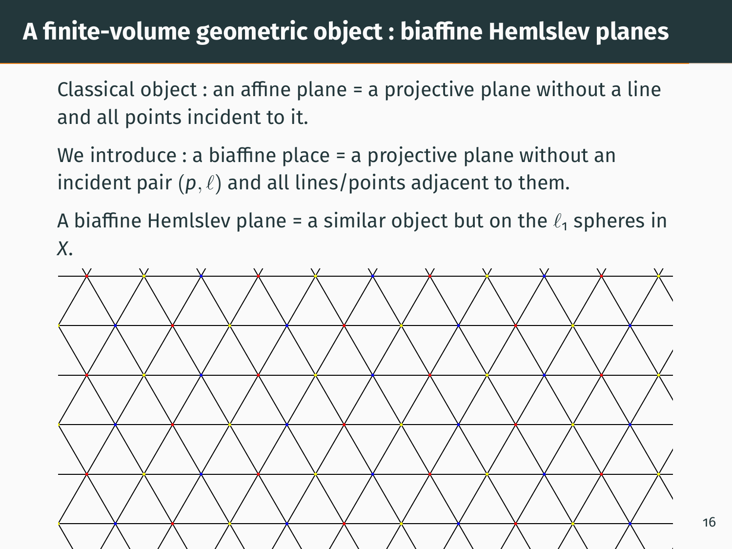# A finite-volume geometric object : biaffine Hemlslev planes

Classical object : an affine plane = a projective plane without a line and all points incident to it.

We introduce : a biaffine place = a projective plane without an incident pair $(p, \ell)$ and all lines/points adjacent to them.

A biaffine Hemlslev plane = a similar object but on the $\ell_1$ spheres in $X$.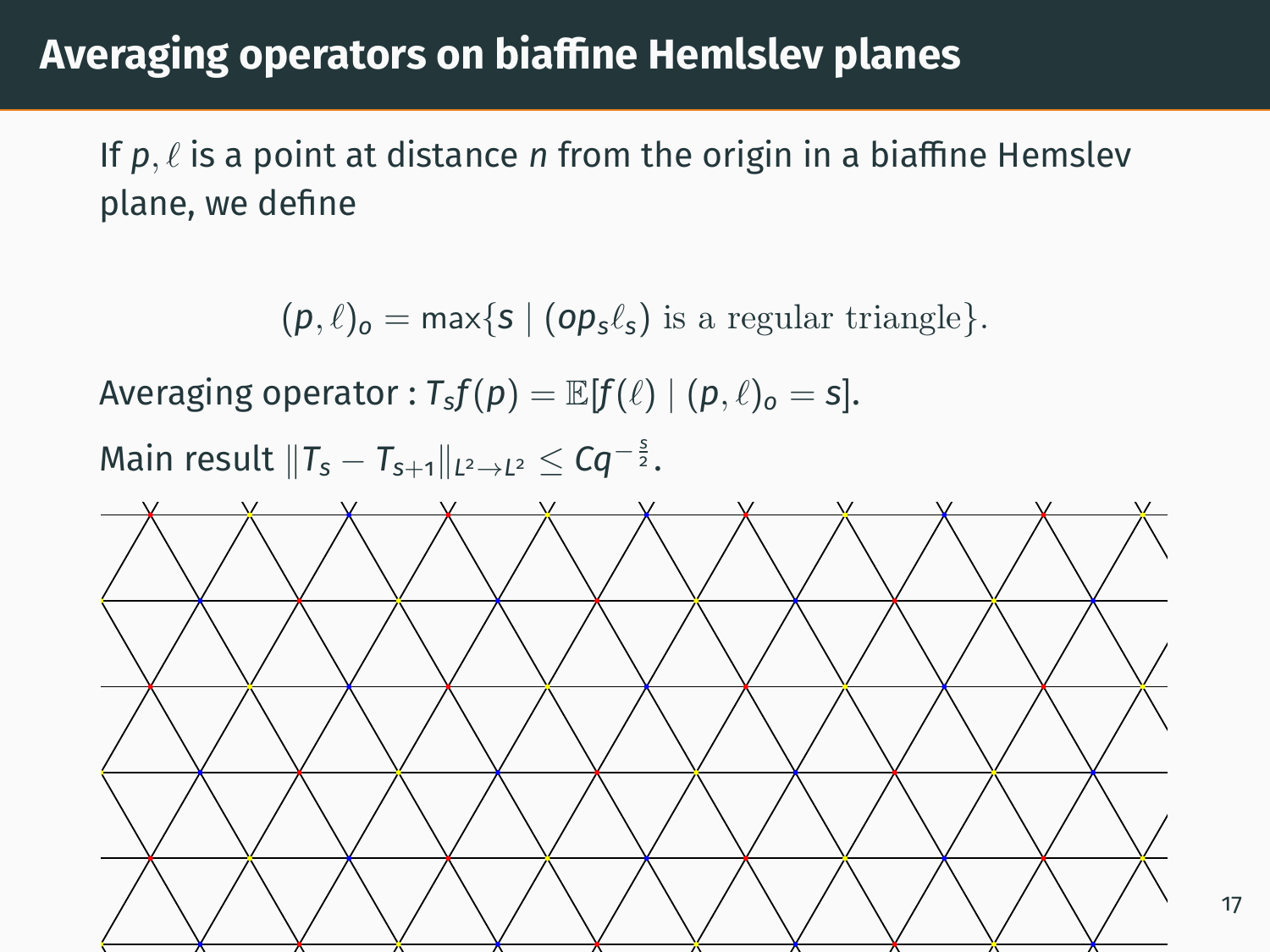# Averaging operators on biaffine Hemlslev planes

If $p, \ell$ is a point at distance $n$ from the origin in a biaffine Hemslev plane, we define

$$(p,\ell)_o = \max\{s \mid (op_s\ell_s) \text{ is a regular triangle}\}.$$

Averaging operator : $T_s f(p) = \mathbb{E}[f(\ell) \mid (p,\ell)_o = s]$.

Main result $\|T_s - T_{s+1}\|_{L^2 \to L^2} \leq Cq^{-\frac{s}{2}}$.